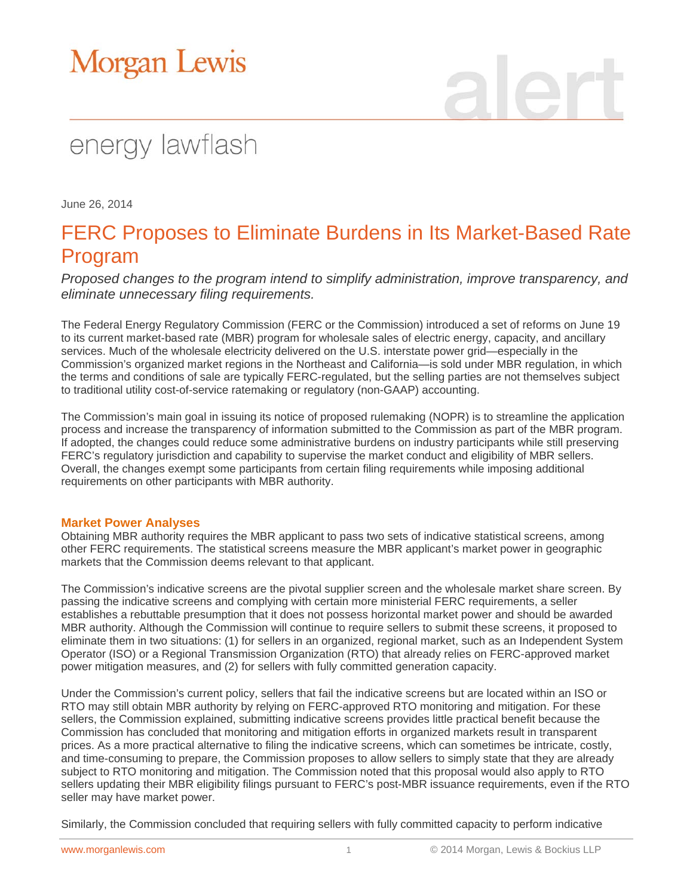Morgan Lewis

alert

energy lawflash

June 26, 2014

# FERC Proposes to Eliminate Burdens in Its Market-Based Rate Program

*Proposed changes to the program intend to simplify administration, improve transparency, and eliminate unnecessary filing requirements.*

The Federal Energy Regulatory Commission (FERC or the Commission) introduced a set of reforms on June 19 to its current market-based rate (MBR) program for wholesale sales of electric energy, capacity, and ancillary services. Much of the wholesale electricity delivered on the U.S. interstate power grid—especially in the Commission's organized market regions in the Northeast and California—is sold under MBR regulation, in which the terms and conditions of sale are typically FERC-regulated, but the selling parties are not themselves subject to traditional utility cost-of-service ratemaking or regulatory (non-GAAP) accounting.

The Commission's main goal in issuing its notice of proposed rulemaking (NOPR) is to streamline the application process and increase the transparency of information submitted to the Commission as part of the MBR program. If adopted, the changes could reduce some administrative burdens on industry participants while still preserving FERC's regulatory jurisdiction and capability to supervise the market conduct and eligibility of MBR sellers. Overall, the changes exempt some participants from certain filing requirements while imposing additional requirements on other participants with MBR authority.

## Market Power Analyses

Obtaining MBR authority requires the MBR applicant to pass two sets of indicative statistical screens, among other FERC requirements. The statistical screens measure the MBR applicant's market power in geographic markets that the Commission deems relevant to that applicant.

The Commission's indicative screens are the pivotal supplier screen and the wholesale market share screen. By passing the indicative screens and complying with certain more ministerial FERC requirements, a seller establishes a rebuttable presumption that it does not possess horizontal market power and should be awarded MBR authority. Although the Commission will continue to require sellers to submit these screens, it proposed to eliminate them in two situations: (1) for sellers in an organized, regional market, such as an Independent System Operator (ISO) or a Regional Transmission Organization (RTO) that already relies on FERC-approved market power mitigation measures, and (2) for sellers with fully committed generation capacity.

Under the Commission's current policy, sellers that fail the indicative screens but are located within an ISO or RTO may still obtain MBR authority by relying on FERC-approved RTO monitoring and mitigation. For these sellers, the Commission explained, submitting indicative screens provides little practical benefit because the Commission has concluded that monitoring and mitigation efforts in organized markets result in transparent prices. As a more practical alternative to filing the indicative screens, which can sometimes be intricate, costly, and time-consuming to prepare, the Commission proposes to allow sellers to simply state that they are already subject to RTO monitoring and mitigation. The Commission noted that this proposal would also apply to RTO sellers updating their MBR eligibility filings pursuant to FERC's post-MBR issuance requirements, even if the RTO seller may have market power.

Similarly, the Commission concluded that requiring sellers with fully committed capacity to perform indicative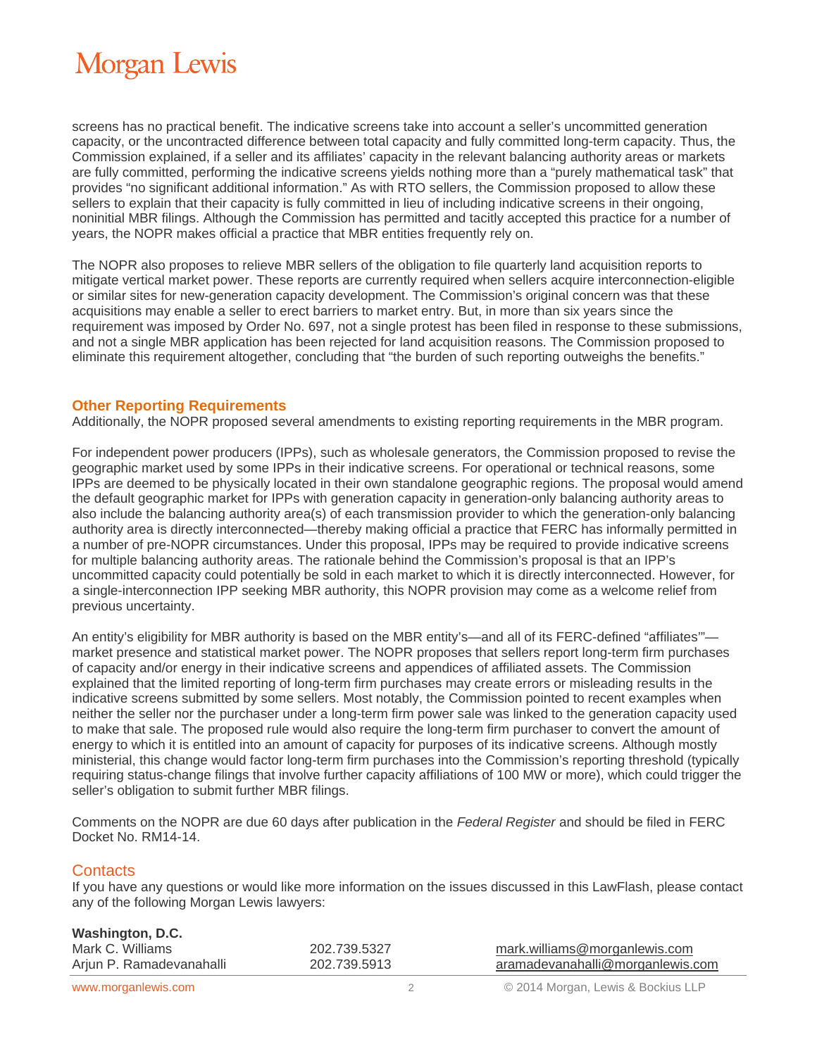screens has no practical benefit. The indicative screens take into account a seller's uncommitted generation capacity, or the uncontracted difference between total capacity and fully committed long-term capacity. Thus, the Commission explained, if a seller and its affiliates' capacity in the relevant balancing authority areas or markets are fully committed, performing the indicative screens yields nothing more than a "purely mathematical task" that provides "no significant additional information." As with RTO sellers, the Commission proposed to allow these sellers to explain that their capacity is fully committed in lieu of including indicative screens in their ongoing, noninitial MBR filings. Although the Commission has permitted and tacitly accepted this practice for a number of years, the NOPR makes official a practice that MBR entities frequently rely on.

The NOPR also proposes to relieve MBR sellers of the obligation to file quarterly land acquisition reports to mitigate vertical market power. These reports are currently required when sellers acquire interconnection-eligible or similar sites for new-generation capacity development. The Commission's original concern was that these acquisitions may enable a seller to erect barriers to market entry. But, in more than six years since the requirement was imposed by Order No. 697, not a single protest has been filed in response to these submissions, and not a single MBR application has been rejected for land acquisition reasons. The Commission proposed to eliminate this requirement altogether, concluding that "the burden of such reporting outweighs the benefits."

### Other Reporting Requirements

Additionally, the NOPR proposed several amendments to existing reporting requirements in the MBR program.

For independent power producers (IPPs), such as wholesale generators, the Commission proposed to revise the geographic market used by some IPPs in their indicative screens. For operational or technical reasons, some IPPs are deemed to be physically located in their own standalone geographic regions. The proposal would amend the default geographic market for IPPs with generation capacity in generation-only balancing authority areas to also include the balancing authority area(s) of each transmission provider to which the generation-only balancing authority area is directly interconnected—thereby making official a practice that FERC has informally permitted in a number of pre-NOPR circumstances. Under this proposal, IPPs may be required to provide indicative screens for multiple balancing authority areas. The rationale behind the Commission's proposal is that an IPP's uncommitted capacity could potentially be sold in each market to which it is directly interconnected. However, for a single-interconnection IPP seeking MBR authority, this NOPR provision may come as a welcome relief from previous uncertainty.

An entity's eligibility for MBR authority is based on the MBR entity's—and all of its FERC-defined "affiliates'"—market presence and statistical market power. The NOPR proposes that sellers report long-term firm purchases of capacity and/or energy in their indicative screens and appendices of affiliated assets. The Commission explained that the limited reporting of long-term firm purchases may create errors or misleading results in the indicative screens submitted by some sellers. Most notably, the Commission pointed to recent examples when neither the seller nor the purchaser under a long-term firm power sale was linked to the generation capacity used to make that sale. The proposed rule would also require the long-term firm purchaser to convert the amount of energy to which it is entitled into an amount of capacity for purposes of its indicative screens. Although mostly ministerial, this change would factor long-term firm purchases into the Commission's reporting threshold (typically requiring status-change filings that involve further capacity affiliations of 100 MW or more), which could trigger the seller's obligation to submit further MBR filings.

Comments on the NOPR are due 60 days after publication in the *Federal Register* and should be filed in FERC Docket No. RM14-14.

### Contacts

If you have any questions or would like more information on the issues discussed in this LawFlash, please contact any of the following Morgan Lewis lawyers:

**Washington, D.C.**

| | | |
|---|---|---|
| Mark C. Williams | 202.739.5327 | mark.williams@morganlewis.com |
| Arjun P. Ramadevanahalli | 202.739.5913 | aramadevanahalli@morganlewis.com |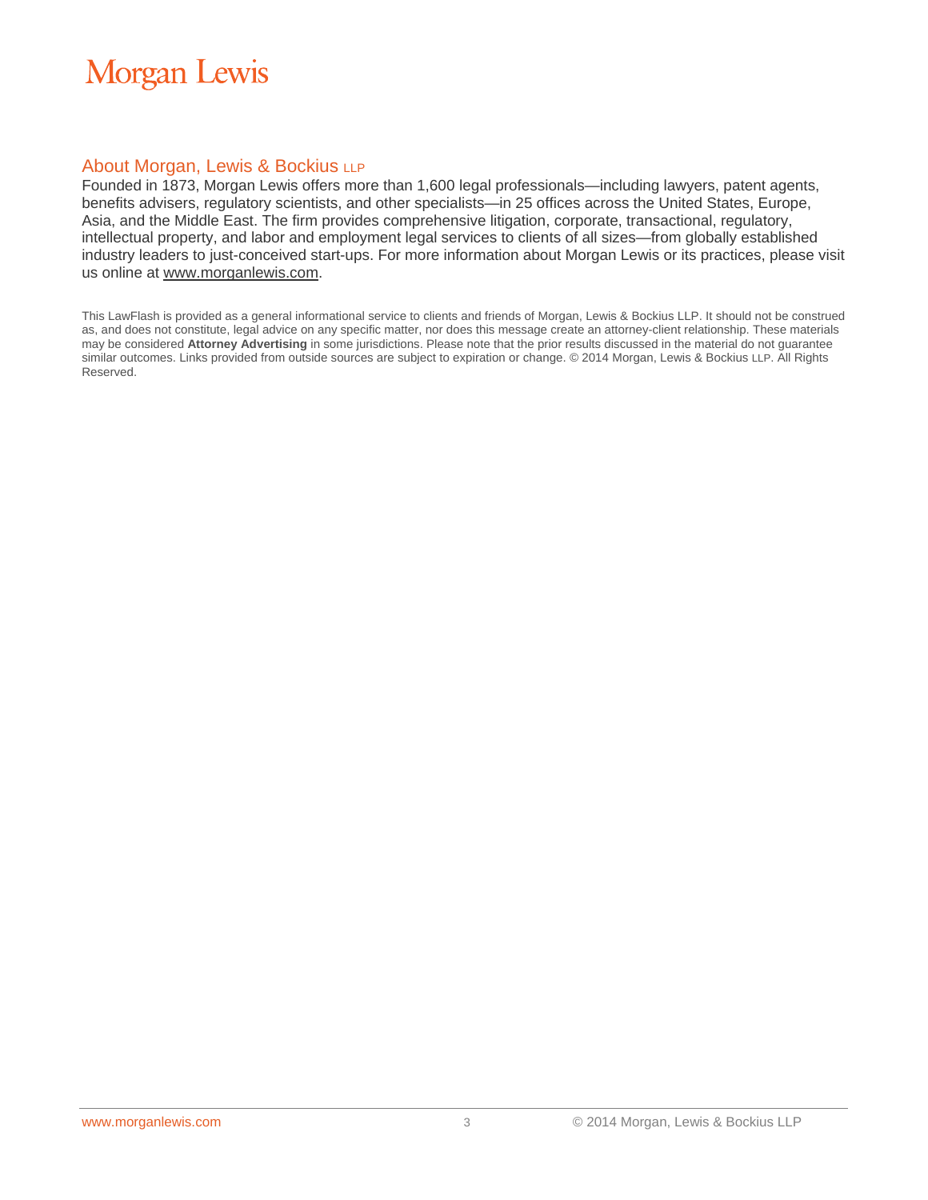# Morgan Lewis

## About Morgan, Lewis & Bockius LLP

Founded in 1873, Morgan Lewis offers more than 1,600 legal professionals—including lawyers, patent agents, benefits advisers, regulatory scientists, and other specialists—in 25 offices across the United States, Europe, Asia, and the Middle East. The firm provides comprehensive litigation, corporate, transactional, regulatory, intellectual property, and labor and employment legal services to clients of all sizes—from globally established industry leaders to just-conceived start-ups. For more information about Morgan Lewis or its practices, please visit us online at www.morganlewis.com.

This LawFlash is provided as a general informational service to clients and friends of Morgan, Lewis & Bockius LLP. It should not be construed as, and does not constitute, legal advice on any specific matter, nor does this message create an attorney-client relationship. These materials may be considered **Attorney Advertising** in some jurisdictions. Please note that the prior results discussed in the material do not guarantee similar outcomes. Links provided from outside sources are subject to expiration or change. © 2014 Morgan, Lewis & Bockius LLP. All Rights Reserved.